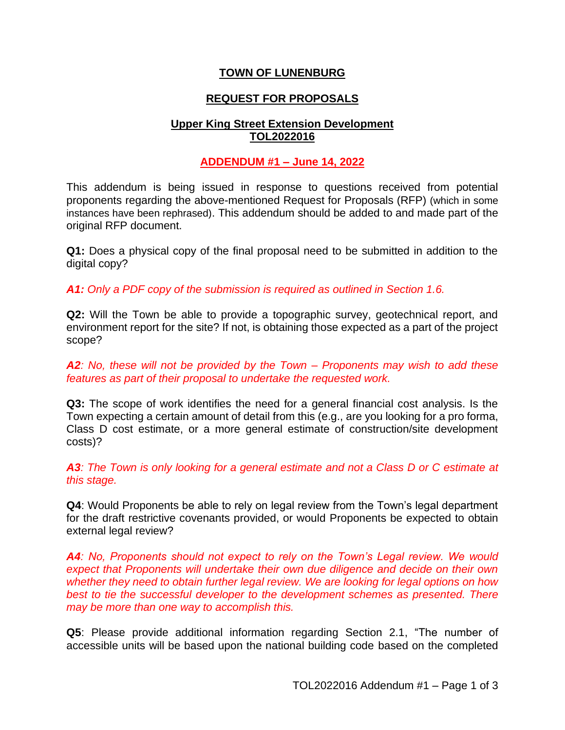# TOWN OF LUNENBURG

## REQUEST FOR PROPOSALS

### Upper King Street Extension Development
### TOL2022016

### ADDENDUM #1 – June 14, 2022

This addendum is being issued in response to questions received from potential proponents regarding the above-mentioned Request for Proposals (RFP) (which in some instances have been rephrased). This addendum should be added to and made part of the original RFP document.

**Q1:** Does a physical copy of the final proposal need to be submitted in addition to the digital copy?

***A1:*** *Only a PDF copy of the submission is required as outlined in Section 1.6.*

**Q2:** Will the Town be able to provide a topographic survey, geotechnical report, and environment report for the site? If not, is obtaining those expected as a part of the project scope?

***A2****: No, these will not be provided by the Town – Proponents may wish to add these features as part of their proposal to undertake the requested work.*

**Q3:** The scope of work identifies the need for a general financial cost analysis. Is the Town expecting a certain amount of detail from this (e.g., are you looking for a pro forma, Class D cost estimate, or a more general estimate of construction/site development costs)?

***A3****: The Town is only looking for a general estimate and not a Class D or C estimate at this stage.*

**Q4**: Would Proponents be able to rely on legal review from the Town's legal department for the draft restrictive covenants provided, or would Proponents be expected to obtain external legal review?

***A4****: No, Proponents should not expect to rely on the Town's Legal review. We would expect that Proponents will undertake their own due diligence and decide on their own whether they need to obtain further legal review. We are looking for legal options on how best to tie the successful developer to the development schemes as presented. There may be more than one way to accomplish this.*

**Q5**: Please provide additional information regarding Section 2.1, "The number of accessible units will be based upon the national building code based on the completed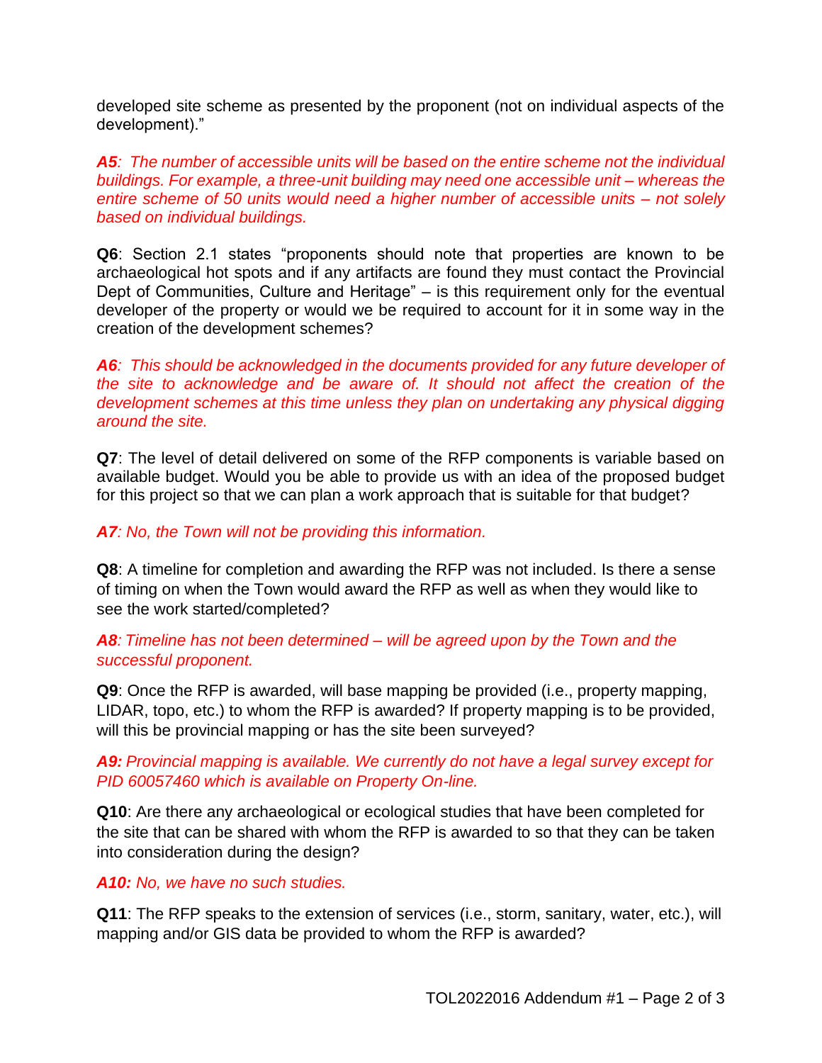developed site scheme as presented by the proponent (not on individual aspects of the development)."

***A5**: The number of accessible units will be based on the entire scheme not the individual buildings. For example, a three-unit building may need one accessible unit – whereas the entire scheme of 50 units would need a higher number of accessible units – not solely based on individual buildings.*

**Q6**: Section 2.1 states "proponents should note that properties are known to be archaeological hot spots and if any artifacts are found they must contact the Provincial Dept of Communities, Culture and Heritage" – is this requirement only for the eventual developer of the property or would we be required to account for it in some way in the creation of the development schemes?

***A6**: This should be acknowledged in the documents provided for any future developer of the site to acknowledge and be aware of. It should not affect the creation of the development schemes at this time unless they plan on undertaking any physical digging around the site.*

**Q7**: The level of detail delivered on some of the RFP components is variable based on available budget. Would you be able to provide us with an idea of the proposed budget for this project so that we can plan a work approach that is suitable for that budget?

***A7**: No, the Town will not be providing this information.*

**Q8**: A timeline for completion and awarding the RFP was not included. Is there a sense of timing on when the Town would award the RFP as well as when they would like to see the work started/completed?

***A8**: Timeline has not been determined – will be agreed upon by the Town and the successful proponent.*

**Q9**: Once the RFP is awarded, will base mapping be provided (i.e., property mapping, LIDAR, topo, etc.) to whom the RFP is awarded? If property mapping is to be provided, will this be provincial mapping or has the site been surveyed?

***A9:** Provincial mapping is available. We currently do not have a legal survey except for PID 60057460 which is available on Property On-line.*

**Q10**: Are there any archaeological or ecological studies that have been completed for the site that can be shared with whom the RFP is awarded to so that they can be taken into consideration during the design?

***A10:** No, we have no such studies.*

**Q11**: The RFP speaks to the extension of services (i.e., storm, sanitary, water, etc.), will mapping and/or GIS data be provided to whom the RFP is awarded?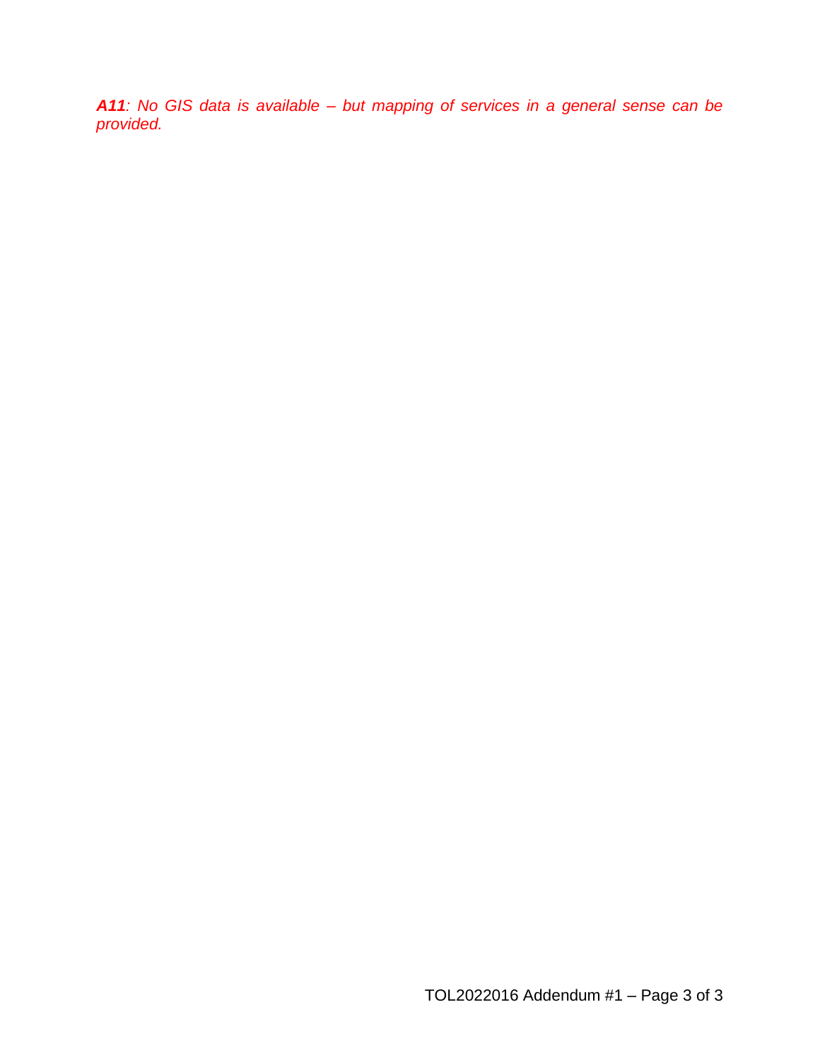***A11**: No GIS data is available – but mapping of services in a general sense can be provided.*